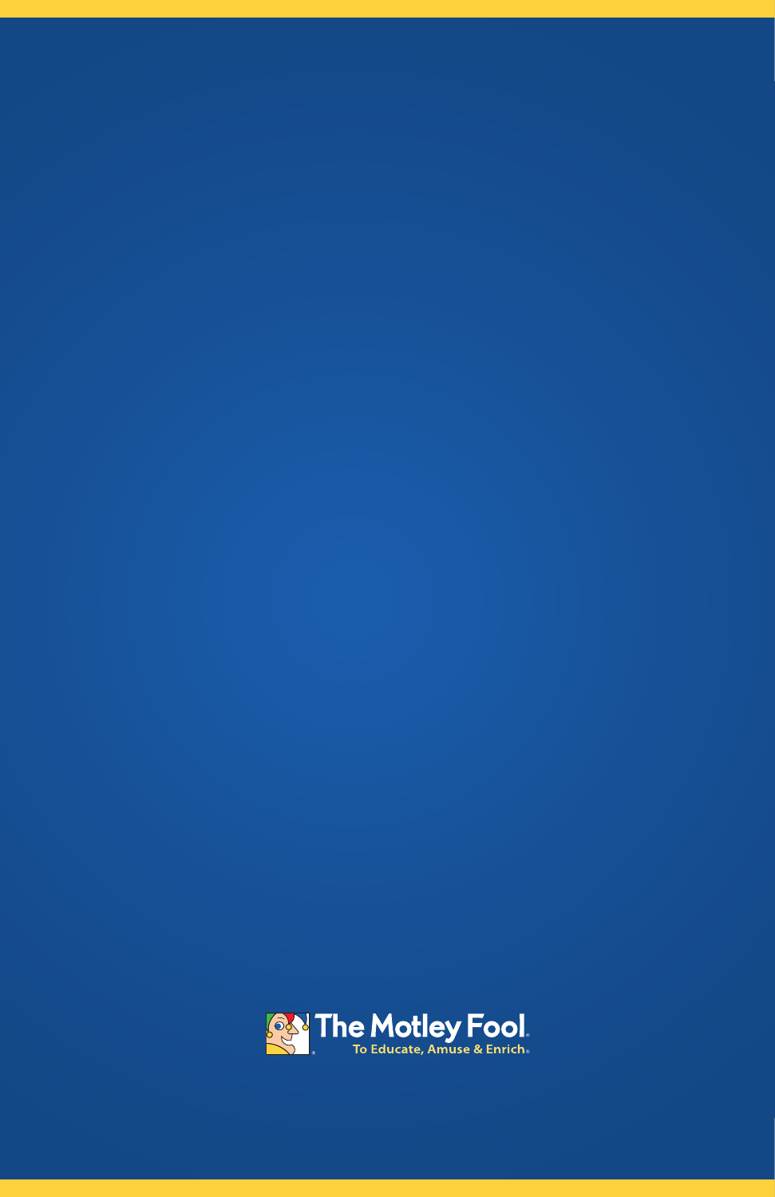The Motley Fool

To Educate, Amuse & Enrich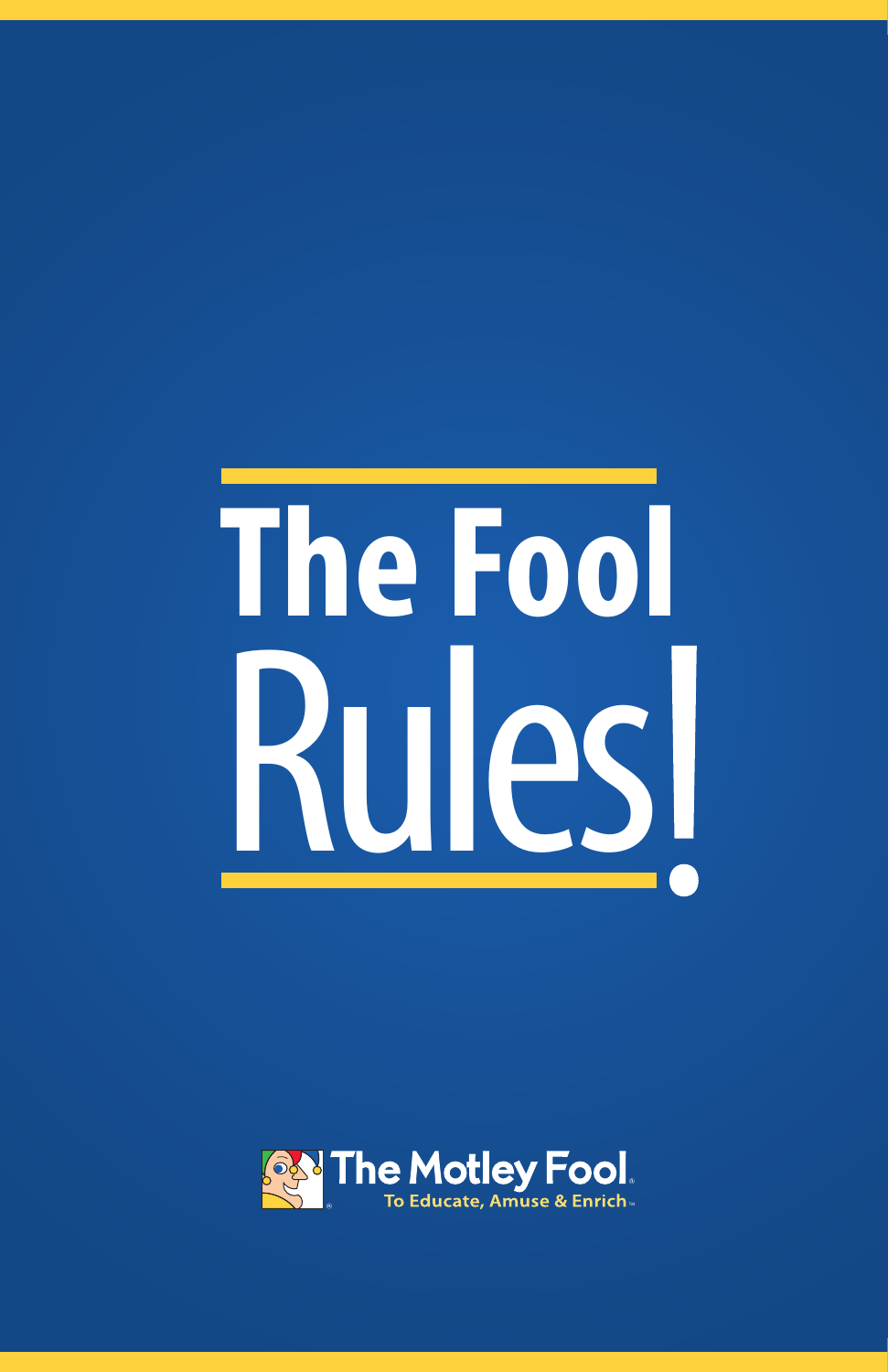# The Fool Rules!

The Motley Fool

To Educate, Amuse & Enrich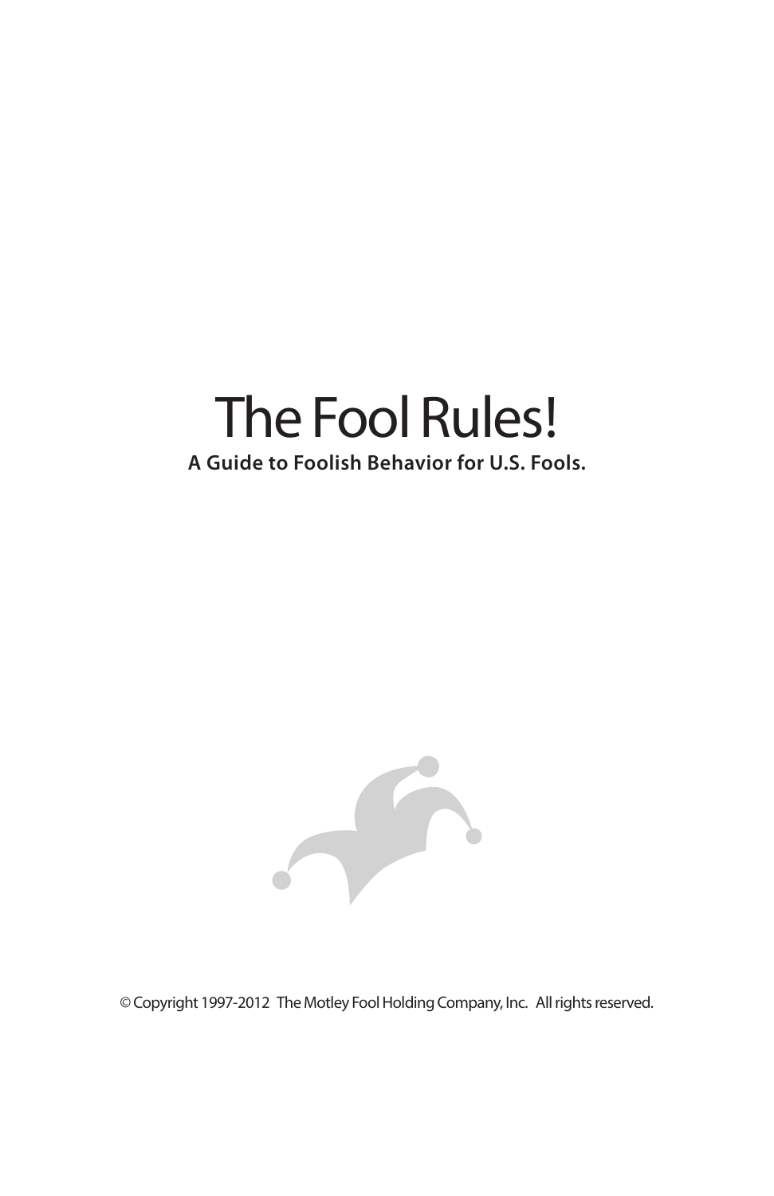# The Fool Rules!

**A Guide to Foolish Behavior for U.S. Fools.**

© Copyright 1997-2012 The Motley Fool Holding Company, Inc. All rights reserved.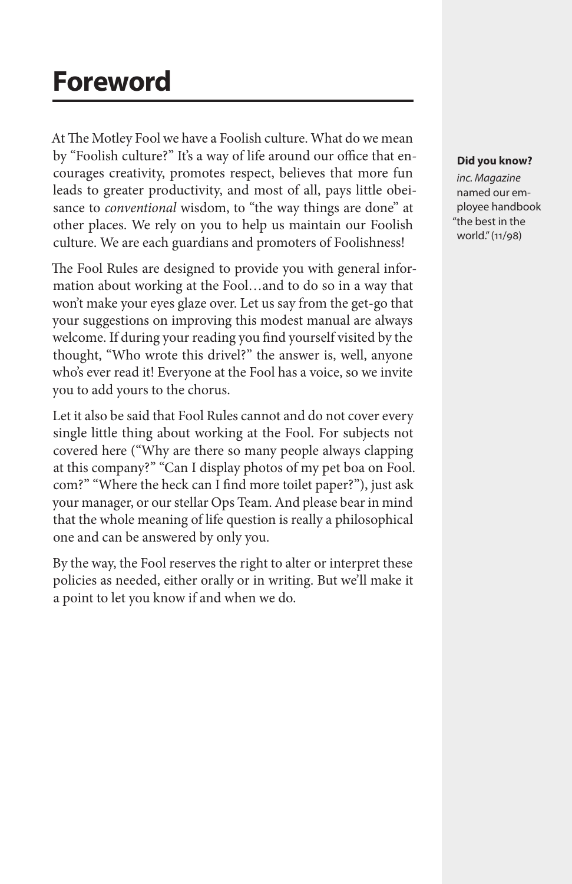# Foreword

At The Motley Fool we have a Foolish culture. What do we mean by "Foolish culture?" It's a way of life around our office that encourages creativity, promotes respect, believes that more fun leads to greater productivity, and most of all, pays little obeisance to *conventional* wisdom, to "the way things are done" at other places. We rely on you to help us maintain our Foolish culture. We are each guardians and promoters of Foolishness!

**Did you know?**
*inc. Magazine* named our employee handbook "the best in the world." (11/98)

The Fool Rules are designed to provide you with general information about working at the Fool…and to do so in a way that won't make your eyes glaze over. Let us say from the get-go that your suggestions on improving this modest manual are always welcome. If during your reading you find yourself visited by the thought, "Who wrote this drivel?" the answer is, well, anyone who's ever read it! Everyone at the Fool has a voice, so we invite you to add yours to the chorus.

Let it also be said that Fool Rules cannot and do not cover every single little thing about working at the Fool. For subjects not covered here ("Why are there so many people always clapping at this company?" "Can I display photos of my pet boa on Fool.com?" "Where the heck can I find more toilet paper?"), just ask your manager, or our stellar Ops Team. And please bear in mind that the whole meaning of life question is really a philosophical one and can be answered by only you.

By the way, the Fool reserves the right to alter or interpret these policies as needed, either orally or in writing. But we'll make it a point to let you know if and when we do.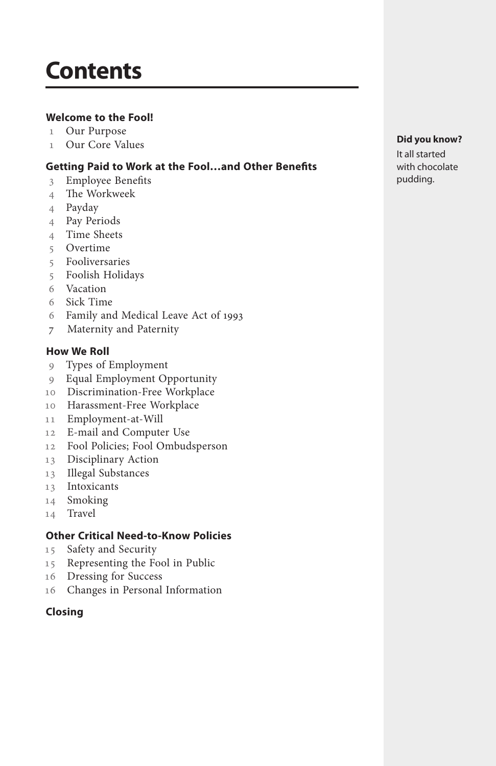# Contents

**Welcome to the Fool!**

1 Our Purpose
1 Our Core Values

**Getting Paid to Work at the Fool…and Other Benefits**

3 Employee Benefits
4 The Workweek
4 Payday
4 Pay Periods
4 Time Sheets
5 Overtime
5 Fooliversaries
5 Foolish Holidays
6 Vacation
6 Sick Time
6 Family and Medical Leave Act of 1993
7 Maternity and Paternity

**How We Roll**

9 Types of Employment
9 Equal Employment Opportunity
10 Discrimination-Free Workplace
10 Harassment-Free Workplace
11 Employment-at-Will
12 E-mail and Computer Use
12 Fool Policies; Fool Ombudsperson
13 Disciplinary Action
13 Illegal Substances
13 Intoxicants
14 Smoking
14 Travel

**Other Critical Need-to-Know Policies**

15 Safety and Security
15 Representing the Fool in Public
16 Dressing for Success
16 Changes in Personal Information

**Closing**

**Did you know?**

It all started with chocolate pudding.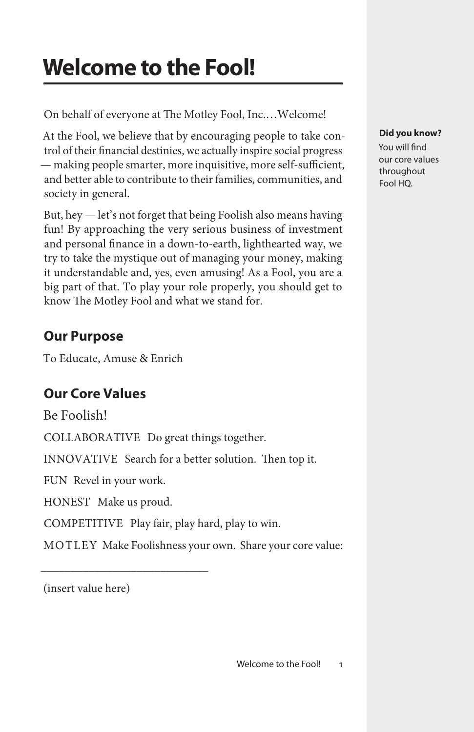# Welcome to the Fool!

On behalf of everyone at The Motley Fool, Inc.… Welcome!

At the Fool, we believe that by encouraging people to take control of their financial destinies, we actually inspire social progress — making people smarter, more inquisitive, more self-sufficient, and better able to contribute to their families, communities, and society in general.

But, hey — let's not forget that being Foolish also means having fun! By approaching the very serious business of investment and personal finance in a down-to-earth, lighthearted way, we try to take the mystique out of managing your money, making it understandable and, yes, even amusing! As a Fool, you are a big part of that. To play your role properly, you should get to know The Motley Fool and what we stand for.

**Did you know?**
You will find our core values throughout Fool HQ.

## Our Purpose

To Educate, Amuse & Enrich

## Our Core Values

Be Foolish!

COLLABORATIVE Do great things together.

INNOVATIVE Search for a better solution. Then top it.

FUN Revel in your work.

HONEST Make us proud.

COMPETITIVE Play fair, play hard, play to win.

MOTLEY Make Foolishness your own. Share your core value:

_____________________________

(insert value here)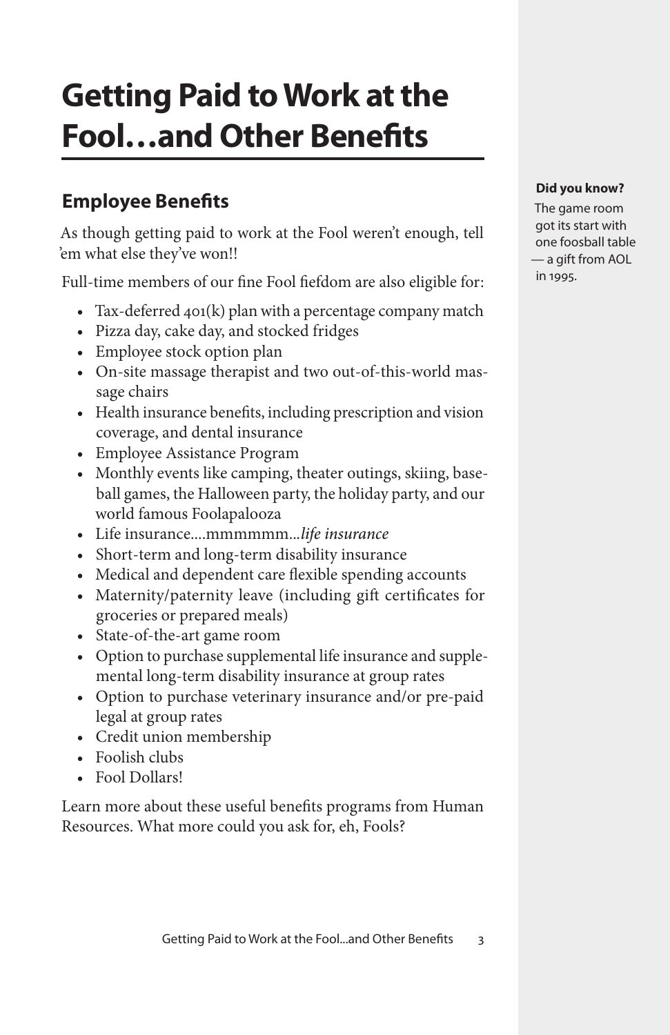# Getting Paid to Work at the Fool…and Other Benefits

## Employee Benefits

As though getting paid to work at the Fool weren't enough, tell 'em what else they've won!!

Full-time members of our fine Fool fiefdom are also eligible for:

- Tax-deferred 401(k) plan with a percentage company match
- Pizza day, cake day, and stocked fridges
- Employee stock option plan
- On-site massage therapist and two out-of-this-world massage chairs
- Health insurance benefits, including prescription and vision coverage, and dental insurance
- Employee Assistance Program
- Monthly events like camping, theater outings, skiing, baseball games, the Halloween party, the holiday party, and our world famous Foolapalooza
- Life insurance….mmmmmm…*life insurance*
- Short-term and long-term disability insurance
- Medical and dependent care flexible spending accounts
- Maternity/paternity leave (including gift certificates for groceries or prepared meals)
- State-of-the-art game room
- Option to purchase supplemental life insurance and supplemental long-term disability insurance at group rates
- Option to purchase veterinary insurance and/or pre-paid legal at group rates
- Credit union membership
- Foolish clubs
- Fool Dollars!

Learn more about these useful benefits programs from Human Resources. What more could you ask for, eh, Fools?

**Did you know?**

The game room got its start with one foosball table — a gift from AOL in 1995.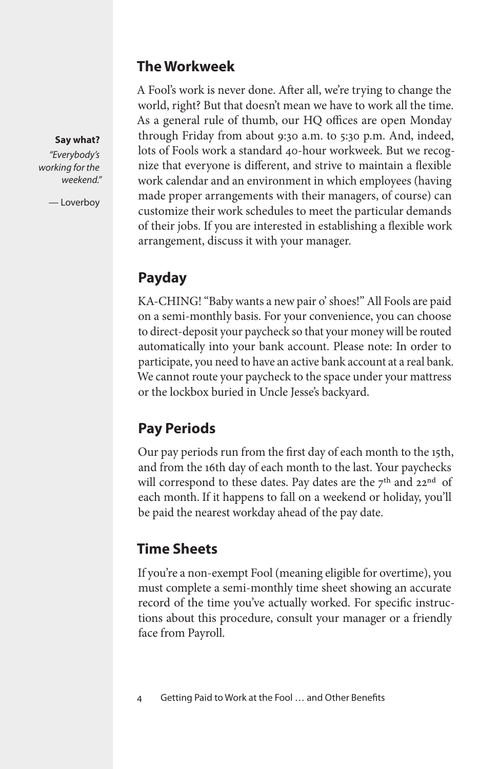## The Workweek

**Say what?**

*"Everybody's working for the weekend."*

— Loverboy

A Fool's work is never done. After all, we're trying to change the world, right? But that doesn't mean we have to work all the time. As a general rule of thumb, our HQ offices are open Monday through Friday from about 9:30 a.m. to 5:30 p.m. And, indeed, lots of Fools work a standard 40-hour workweek. But we recognize that everyone is different, and strive to maintain a flexible work calendar and an environment in which employees (having made proper arrangements with their managers, of course) can customize their work schedules to meet the particular demands of their jobs. If you are interested in establishing a flexible work arrangement, discuss it with your manager.

## Payday

KA-CHING! "Baby wants a new pair o' shoes!" All Fools are paid on a semi-monthly basis. For your convenience, you can choose to direct-deposit your paycheck so that your money will be routed automatically into your bank account. Please note: In order to participate, you need to have an active bank account at a real bank. We cannot route your paycheck to the space under your mattress or the lockbox buried in Uncle Jesse's backyard.

## Pay Periods

Our pay periods run from the first day of each month to the 15th, and from the 16th day of each month to the last. Your paychecks will correspond to these dates. Pay dates are the 7th and 22nd of each month. If it happens to fall on a weekend or holiday, you'll be paid the nearest workday ahead of the pay date.

## Time Sheets

If you're a non-exempt Fool (meaning eligible for overtime), you must complete a semi-monthly time sheet showing an accurate record of the time you've actually worked. For specific instructions about this procedure, consult your manager or a friendly face from Payroll.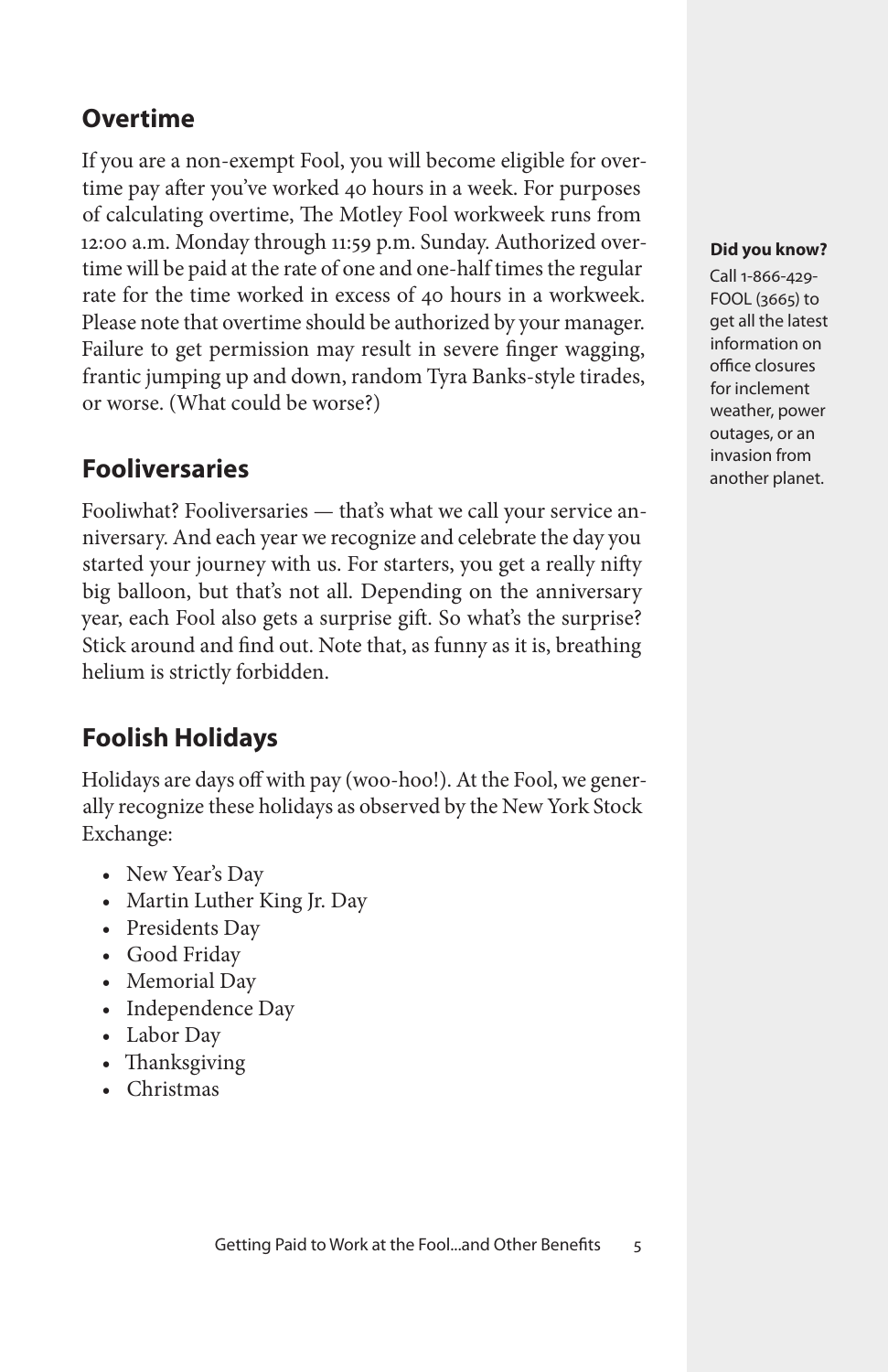## Overtime

If you are a non-exempt Fool, you will become eligible for overtime pay after you've worked 40 hours in a week. For purposes of calculating overtime, The Motley Fool workweek runs from 12:00 a.m. Monday through 11:59 p.m. Sunday. Authorized overtime will be paid at the rate of one and one-half times the regular rate for the time worked in excess of 40 hours in a workweek. Please note that overtime should be authorized by your manager. Failure to get permission may result in severe finger wagging, frantic jumping up and down, random Tyra Banks-style tirades, or worse. (What could be worse?)

**Did you know?**

Call 1-866-429-FOOL (3665) to get all the latest information on office closures for inclement weather, power outages, or an invasion from another planet.

## Fooliversaries

Fooliwhat? Fooliversaries — that's what we call your service anniversary. And each year we recognize and celebrate the day you started your journey with us. For starters, you get a really nifty big balloon, but that's not all. Depending on the anniversary year, each Fool also gets a surprise gift. So what's the surprise? Stick around and find out. Note that, as funny as it is, breathing helium is strictly forbidden.

## Foolish Holidays

Holidays are days off with pay (woo-hoo!). At the Fool, we generally recognize these holidays as observed by the New York Stock Exchange:

- New Year's Day
- Martin Luther King Jr. Day
- Presidents Day
- Good Friday
- Memorial Day
- Independence Day
- Labor Day
- Thanksgiving
- Christmas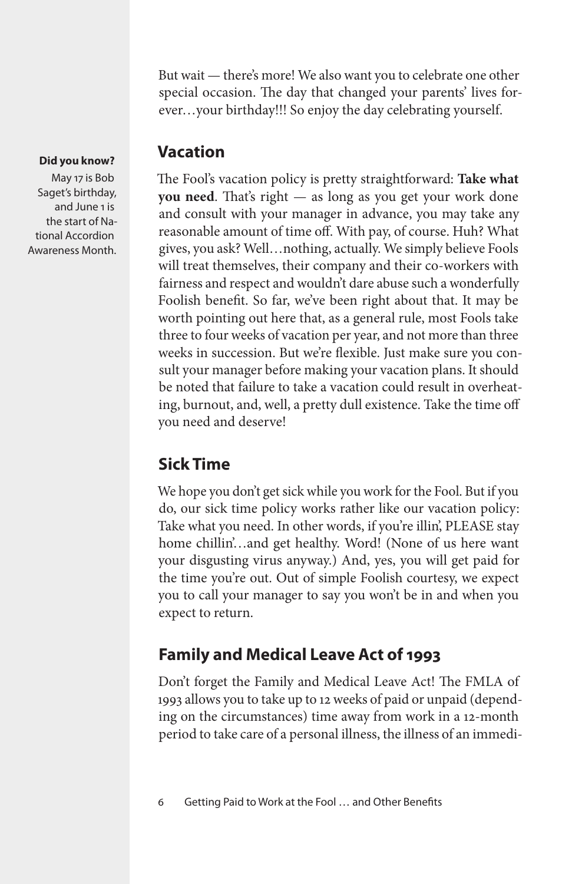But wait — there's more! We also want you to celebrate one other special occasion. The day that changed your parents' lives forever…your birthday!!! So enjoy the day celebrating yourself.

## Vacation

**Did you know?**

May 17 is Bob Saget's birthday, and June 1 is the start of National Accordion Awareness Month.

The Fool's vacation policy is pretty straightforward: **Take what you need**. That's right — as long as you get your work done and consult with your manager in advance, you may take any reasonable amount of time off. With pay, of course. Huh? What gives, you ask? Well…nothing, actually. We simply believe Fools will treat themselves, their company and their co-workers with fairness and respect and wouldn't dare abuse such a wonderfully Foolish benefit. So far, we've been right about that. It may be worth pointing out here that, as a general rule, most Fools take three to four weeks of vacation per year, and not more than three weeks in succession. But we're flexible. Just make sure you consult your manager before making your vacation plans. It should be noted that failure to take a vacation could result in overheating, burnout, and, well, a pretty dull existence. Take the time off you need and deserve!

## Sick Time

We hope you don't get sick while you work for the Fool. But if you do, our sick time policy works rather like our vacation policy: Take what you need. In other words, if you're illin', PLEASE stay home chillin'…and get healthy. Word! (None of us here want your disgusting virus anyway.) And, yes, you will get paid for the time you're out. Out of simple Foolish courtesy, we expect you to call your manager to say you won't be in and when you expect to return.

## Family and Medical Leave Act of 1993

Don't forget the Family and Medical Leave Act! The FMLA of 1993 allows you to take up to 12 weeks of paid or unpaid (depending on the circumstances) time away from work in a 12-month period to take care of a personal illness, the illness of an immedi-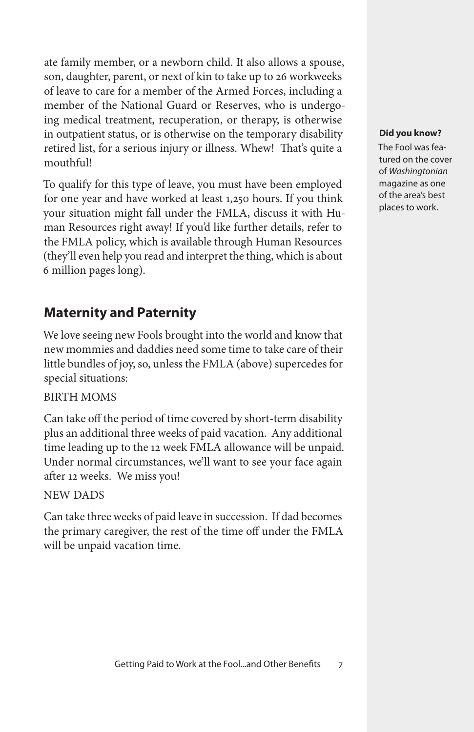ate family member, or a newborn child. It also allows a spouse, son, daughter, parent, or next of kin to take up to 26 workweeks of leave to care for a member of the Armed Forces, including a member of the National Guard or Reserves, who is undergoing medical treatment, recuperation, or therapy, is otherwise in outpatient status, or is otherwise on the temporary disability retired list, for a serious injury or illness. Whew! That's quite a mouthful!

To qualify for this type of leave, you must have been employed for one year and have worked at least 1,250 hours. If you think your situation might fall under the FMLA, discuss it with Human Resources right away! If you'd like further details, refer to the FMLA policy, which is available through Human Resources (they'll even help you read and interpret the thing, which is about 6 million pages long).

**Did you know?**

The Fool was featured on the cover of *Washingtonian* magazine as one of the area's best places to work.

## Maternity and Paternity

We love seeing new Fools brought into the world and know that new mommies and daddies need some time to take care of their little bundles of joy, so, unless the FMLA (above) supercedes for special situations:

BIRTH MOMS

Can take off the period of time covered by short-term disability plus an additional three weeks of paid vacation. Any additional time leading up to the 12 week FMLA allowance will be unpaid. Under normal circumstances, we'll want to see your face again after 12 weeks. We miss you!

NEW DADS

Can take three weeks of paid leave in succession. If dad becomes the primary caregiver, the rest of the time off under the FMLA will be unpaid vacation time.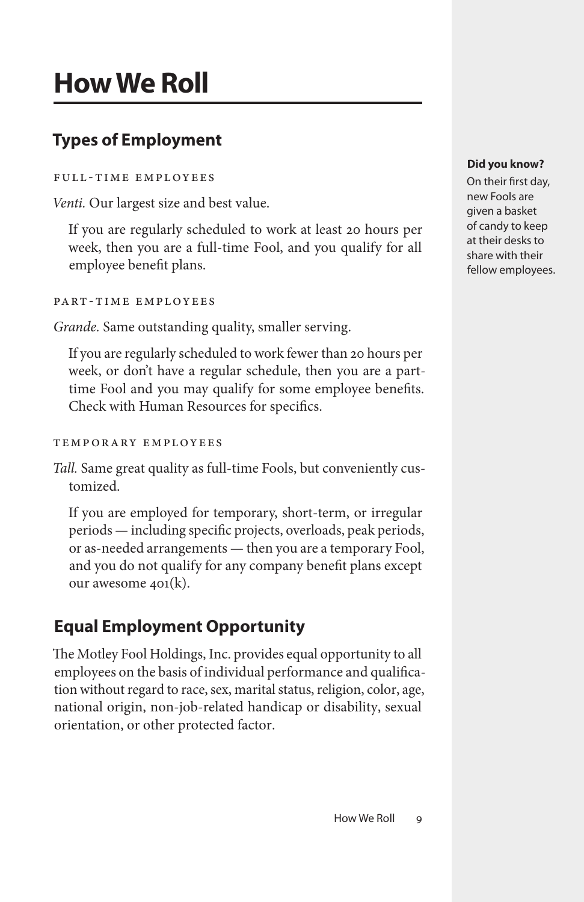# How We Roll

## Types of Employment

### FULL-TIME EMPLOYEES

*Venti.* Our largest size and best value.

If you are regularly scheduled to work at least 20 hours per week, then you are a full-time Fool, and you qualify for all employee benefit plans.

### PART-TIME EMPLOYEES

*Grande.* Same outstanding quality, smaller serving.

If you are regularly scheduled to work fewer than 20 hours per week, or don't have a regular schedule, then you are a part-time Fool and you may qualify for some employee benefits. Check with Human Resources for specifics.

### TEMPORARY EMPLOYEES

*Tall.* Same great quality as full-time Fools, but conveniently customized.

If you are employed for temporary, short-term, or irregular periods — including specific projects, overloads, peak periods, or as-needed arrangements — then you are a temporary Fool, and you do not qualify for any company benefit plans except our awesome 401(k).

## Equal Employment Opportunity

The Motley Fool Holdings, Inc. provides equal opportunity to all employees on the basis of individual performance and qualification without regard to race, sex, marital status, religion, color, age, national origin, non-job-related handicap or disability, sexual orientation, or other protected factor.

**Did you know?**

On their first day, new Fools are given a basket of candy to keep at their desks to share with their fellow employees.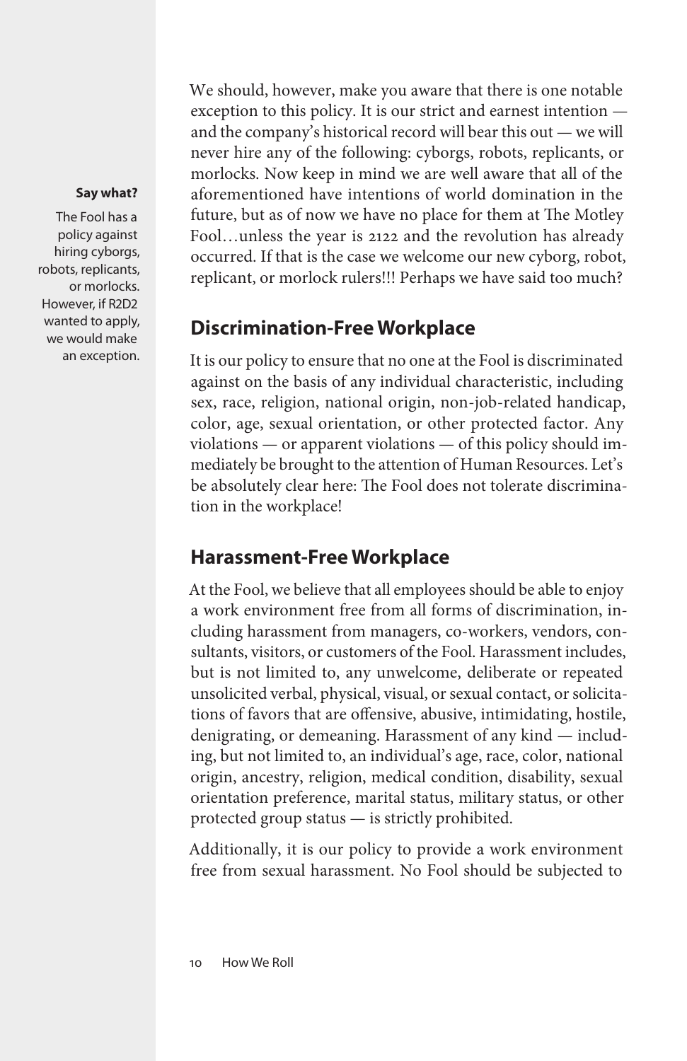**Say what?**

The Fool has a policy against hiring cyborgs, robots, replicants, or morlocks. However, if R2D2 wanted to apply, we would make an exception.

We should, however, make you aware that there is one notable exception to this policy. It is our strict and earnest intention — and the company's historical record will bear this out — we will never hire any of the following: cyborgs, robots, replicants, or morlocks. Now keep in mind we are well aware that all of the aforementioned have intentions of world domination in the future, but as of now we have no place for them at The Motley Fool…unless the year is 2122 and the revolution has already occurred. If that is the case we welcome our new cyborg, robot, replicant, or morlock rulers!!! Perhaps we have said too much?

## Discrimination-Free Workplace

It is our policy to ensure that no one at the Fool is discriminated against on the basis of any individual characteristic, including sex, race, religion, national origin, non-job-related handicap, color, age, sexual orientation, or other protected factor. Any violations — or apparent violations — of this policy should immediately be brought to the attention of Human Resources. Let's be absolutely clear here: The Fool does not tolerate discrimination in the workplace!

## Harassment-Free Workplace

At the Fool, we believe that all employees should be able to enjoy a work environment free from all forms of discrimination, including harassment from managers, co-workers, vendors, consultants, visitors, or customers of the Fool. Harassment includes, but is not limited to, any unwelcome, deliberate or repeated unsolicited verbal, physical, visual, or sexual contact, or solicitations of favors that are offensive, abusive, intimidating, hostile, denigrating, or demeaning. Harassment of any kind — including, but not limited to, an individual's age, race, color, national origin, ancestry, religion, medical condition, disability, sexual orientation preference, marital status, military status, or other protected group status — is strictly prohibited.

Additionally, it is our policy to provide a work environment free from sexual harassment. No Fool should be subjected to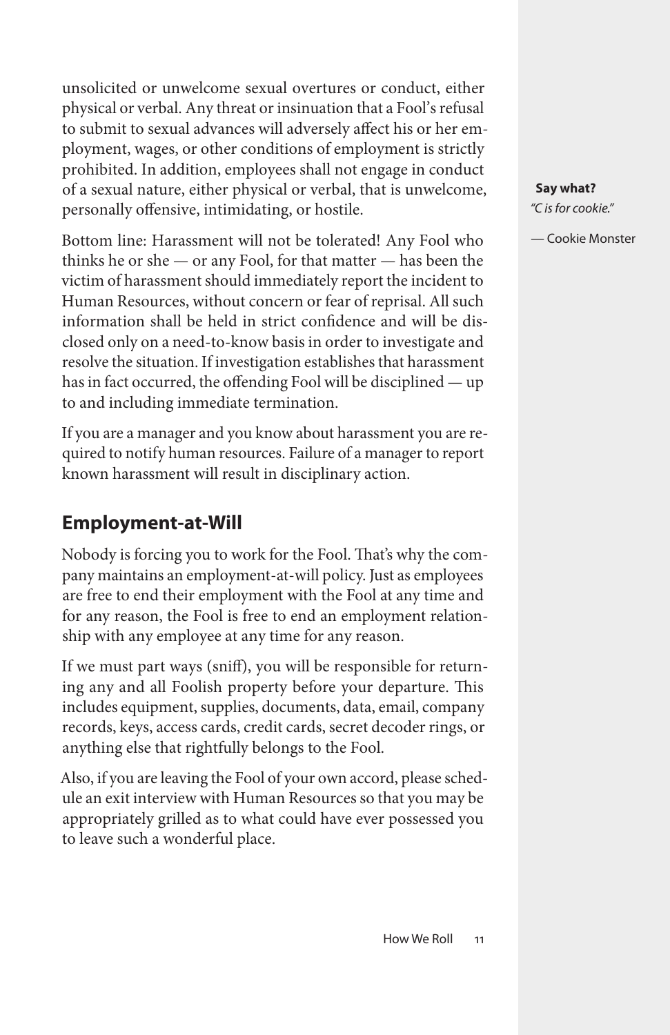unsolicited or unwelcome sexual overtures or conduct, either physical or verbal. Any threat or insinuation that a Fool's refusal to submit to sexual advances will adversely affect his or her employment, wages, or other conditions of employment is strictly prohibited. In addition, employees shall not engage in conduct of a sexual nature, either physical or verbal, that is unwelcome, personally offensive, intimidating, or hostile.

Bottom line: Harassment will not be tolerated! Any Fool who thinks he or she — or any Fool, for that matter — has been the victim of harassment should immediately report the incident to Human Resources, without concern or fear of reprisal. All such information shall be held in strict confidence and will be disclosed only on a need-to-know basis in order to investigate and resolve the situation. If investigation establishes that harassment has in fact occurred, the offending Fool will be disciplined — up to and including immediate termination.

If you are a manager and you know about harassment you are required to notify human resources. Failure of a manager to report known harassment will result in disciplinary action.

**Say what?**
*"C is for cookie."*

— Cookie Monster

## Employment-at-Will

Nobody is forcing you to work for the Fool. That's why the company maintains an employment-at-will policy. Just as employees are free to end their employment with the Fool at any time and for any reason, the Fool is free to end an employment relationship with any employee at any time for any reason.

If we must part ways (sniff), you will be responsible for returning any and all Foolish property before your departure. This includes equipment, supplies, documents, data, email, company records, keys, access cards, credit cards, secret decoder rings, or anything else that rightfully belongs to the Fool.

Also, if you are leaving the Fool of your own accord, please schedule an exit interview with Human Resources so that you may be appropriately grilled as to what could have ever possessed you to leave such a wonderful place.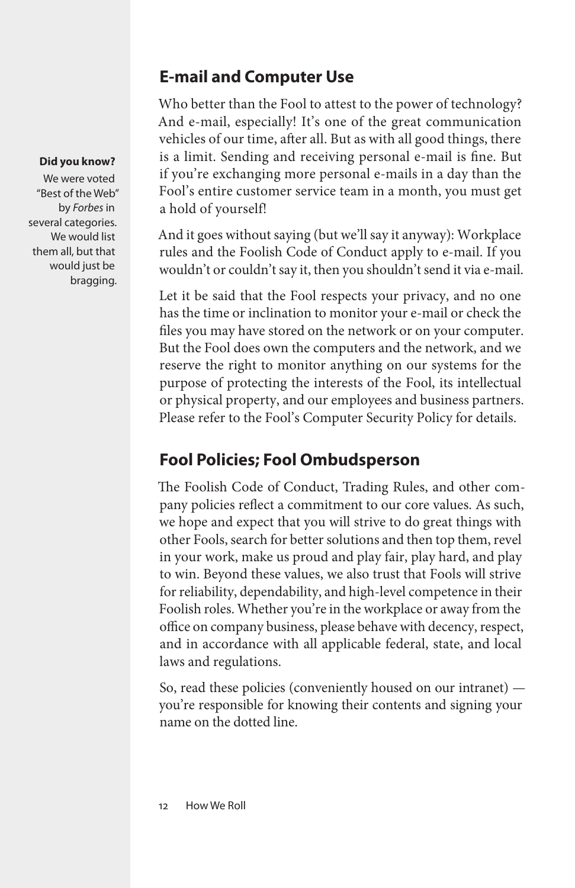## E-mail and Computer Use

Who better than the Fool to attest to the power of technology? And e-mail, especially! It's one of the great communication vehicles of our time, after all. But as with all good things, there is a limit. Sending and receiving personal e-mail is fine. But if you're exchanging more personal e-mails in a day than the Fool's entire customer service team in a month, you must get a hold of yourself!

**Did you know?**

We were voted "Best of the Web" by *Forbes* in several categories. We would list them all, but that would just be bragging.

And it goes without saying (but we'll say it anyway): Workplace rules and the Foolish Code of Conduct apply to e-mail. If you wouldn't or couldn't say it, then you shouldn't send it via e-mail.

Let it be said that the Fool respects your privacy, and no one has the time or inclination to monitor your e-mail or check the files you may have stored on the network or on your computer. But the Fool does own the computers and the network, and we reserve the right to monitor anything on our systems for the purpose of protecting the interests of the Fool, its intellectual or physical property, and our employees and business partners. Please refer to the Fool's Computer Security Policy for details.

## Fool Policies; Fool Ombudsperson

The Foolish Code of Conduct, Trading Rules, and other company policies reflect a commitment to our core values. As such, we hope and expect that you will strive to do great things with other Fools, search for better solutions and then top them, revel in your work, make us proud and play fair, play hard, and play to win. Beyond these values, we also trust that Fools will strive for reliability, dependability, and high-level competence in their Foolish roles. Whether you're in the workplace or away from the office on company business, please behave with decency, respect, and in accordance with all applicable federal, state, and local laws and regulations.

So, read these policies (conveniently housed on our intranet) — you're responsible for knowing their contents and signing your name on the dotted line.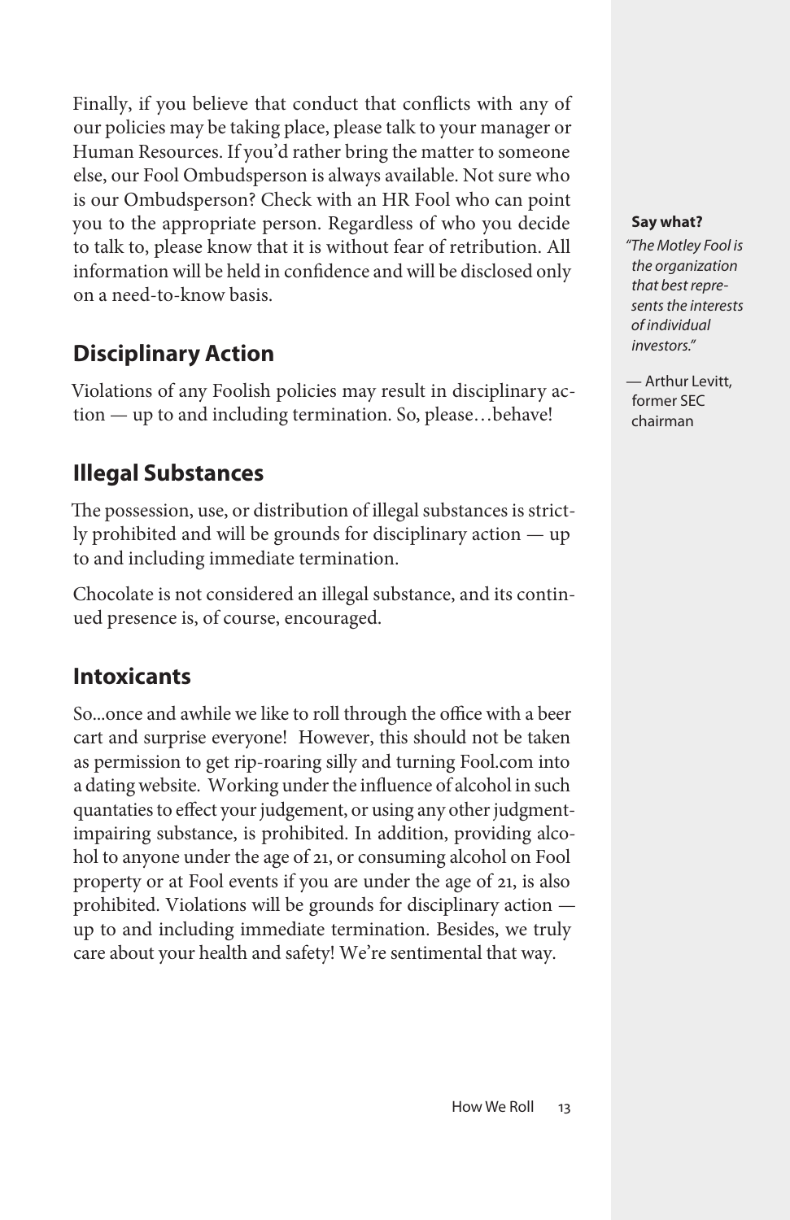Finally, if you believe that conduct that conflicts with any of our policies may be taking place, please talk to your manager or Human Resources. If you'd rather bring the matter to someone else, our Fool Ombudsperson is always available. Not sure who is our Ombudsperson? Check with an HR Fool who can point you to the appropriate person. Regardless of who you decide to talk to, please know that it is without fear of retribution. All information will be held in confidence and will be disclosed only on a need-to-know basis.

## Disciplinary Action

Violations of any Foolish policies may result in disciplinary action — up to and including termination. So, please…behave!

## Illegal Substances

The possession, use, or distribution of illegal substances is strictly prohibited and will be grounds for disciplinary action — up to and including immediate termination.

Chocolate is not considered an illegal substance, and its continued presence is, of course, encouraged.

## Intoxicants

So...once and awhile we like to roll through the office with a beer cart and surprise everyone! However, this should not be taken as permission to get rip-roaring silly and turning Fool.com into a dating website. Working under the influence of alcohol in such quantaties to effect your judgement, or using any other judgment-impairing substance, is prohibited. In addition, providing alcohol to anyone under the age of 21, or consuming alcohol on Fool property or at Fool events if you are under the age of 21, is also prohibited. Violations will be grounds for disciplinary action — up to and including immediate termination. Besides, we truly care about your health and safety! We're sentimental that way.

**Say what?**

*"The Motley Fool is the organization that best represents the interests of individual investors."*

— Arthur Levitt, former SEC chairman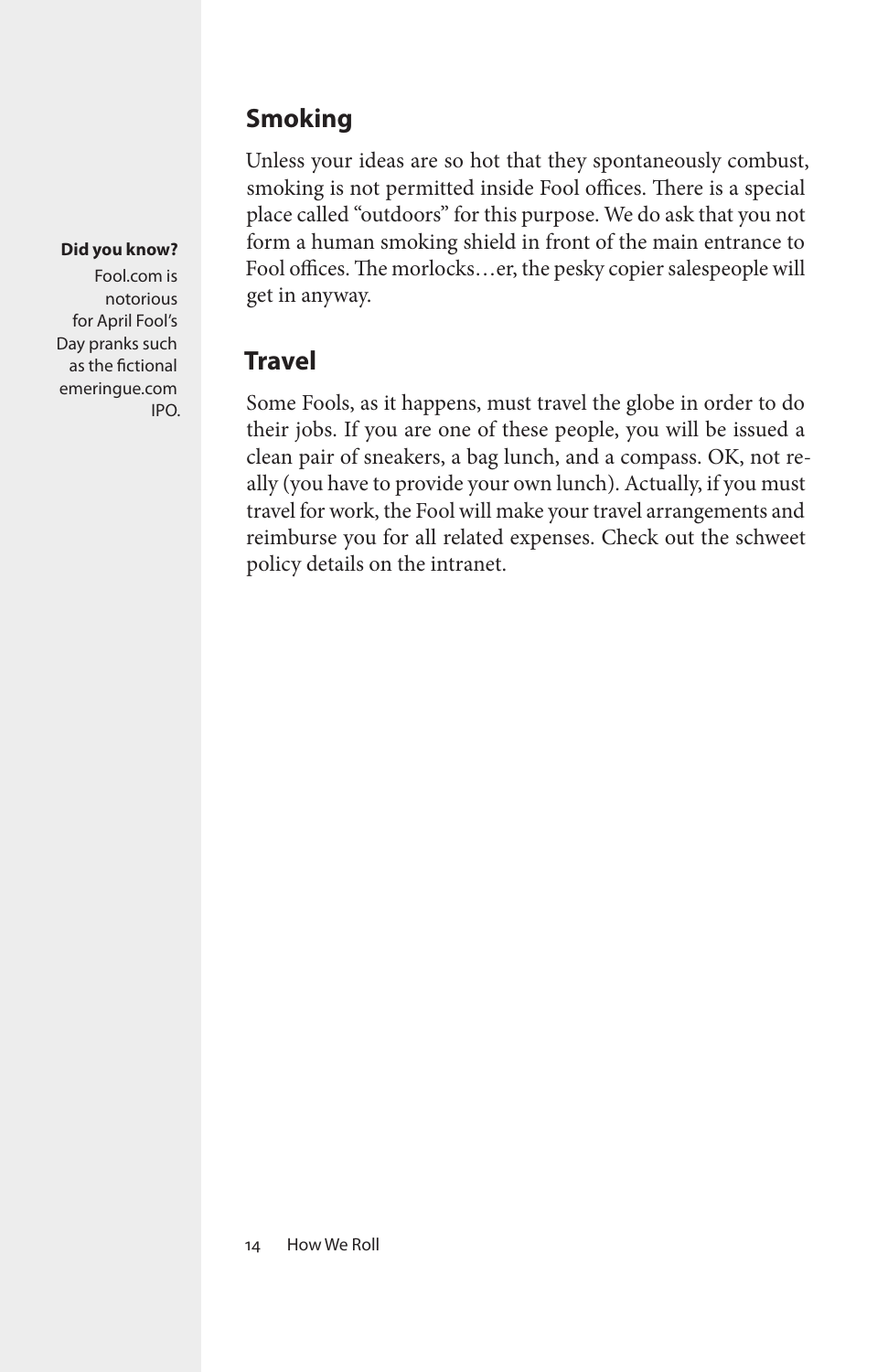## Smoking

Unless your ideas are so hot that they spontaneously combust, smoking is not permitted inside Fool offices. There is a special place called "outdoors" for this purpose. We do ask that you not form a human smoking shield in front of the main entrance to Fool offices. The morlocks…er, the pesky copier salespeople will get in anyway.

**Did you know?**

Fool.com is notorious for April Fool's Day pranks such as the fictional emeringue.com IPO.

## Travel

Some Fools, as it happens, must travel the globe in order to do their jobs. If you are one of these people, you will be issued a clean pair of sneakers, a bag lunch, and a compass. OK, not really (you have to provide your own lunch). Actually, if you must travel for work, the Fool will make your travel arrangements and reimburse you for all related expenses. Check out the schweet policy details on the intranet.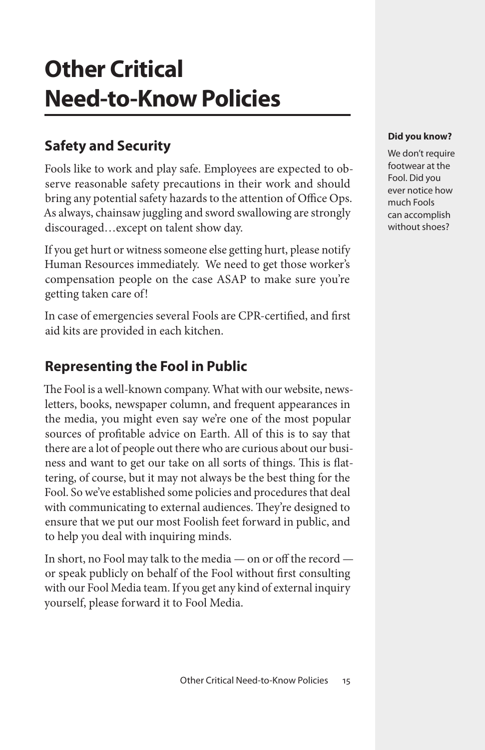# Other Critical Need-to-Know Policies

## Safety and Security

Fools like to work and play safe. Employees are expected to observe reasonable safety precautions in their work and should bring any potential safety hazards to the attention of Office Ops. As always, chainsaw juggling and sword swallowing are strongly discouraged…except on talent show day.

If you get hurt or witness someone else getting hurt, please notify Human Resources immediately. We need to get those worker's compensation people on the case ASAP to make sure you're getting taken care of!

In case of emergencies several Fools are CPR-certified, and first aid kits are provided in each kitchen.

**Did you know?**

We don't require footwear at the Fool. Did you ever notice how much Fools can accomplish without shoes?

## Representing the Fool in Public

The Fool is a well-known company. What with our website, newsletters, books, newspaper column, and frequent appearances in the media, you might even say we're one of the most popular sources of profitable advice on Earth. All of this is to say that there are a lot of people out there who are curious about our business and want to get our take on all sorts of things. This is flattering, of course, but it may not always be the best thing for the Fool. So we've established some policies and procedures that deal with communicating to external audiences. They're designed to ensure that we put our most Foolish feet forward in public, and to help you deal with inquiring minds.

In short, no Fool may talk to the media — on or off the record — or speak publicly on behalf of the Fool without first consulting with our Fool Media team. If you get any kind of external inquiry yourself, please forward it to Fool Media.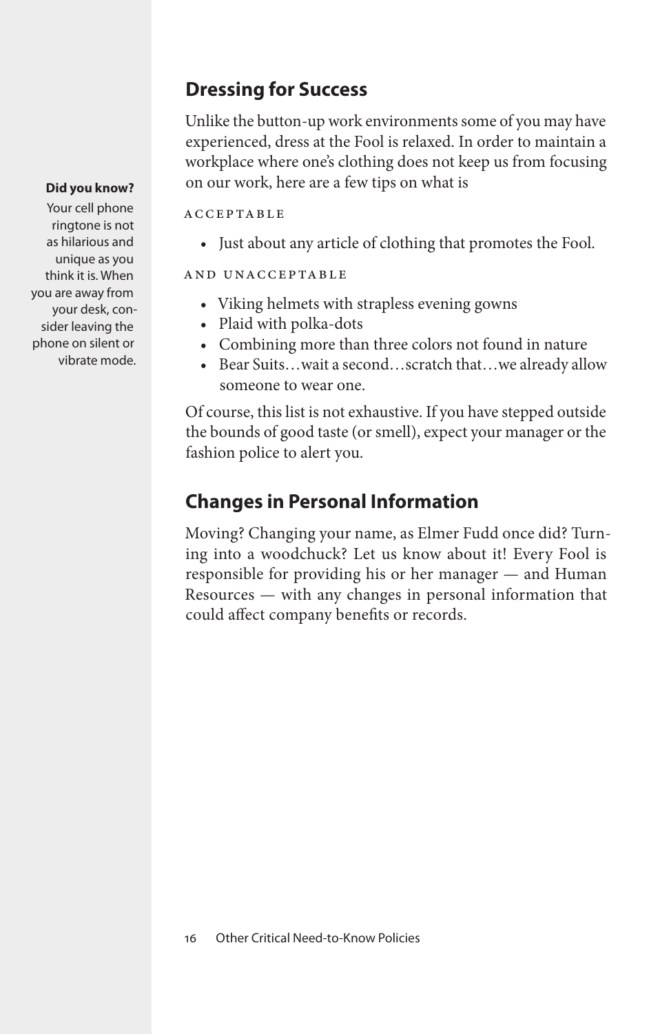## Dressing for Success

Unlike the button-up work environments some of you may have experienced, dress at the Fool is relaxed. In order to maintain a workplace where one's clothing does not keep us from focusing on our work, here are a few tips on what is

**Did you know?**

Your cell phone ringtone is not as hilarious and unique as you think it is. When you are away from your desk, consider leaving the phone on silent or vibrate mode.

ACCEPTABLE

- Just about any article of clothing that promotes the Fool.

AND UNACCEPTABLE

- Viking helmets with strapless evening gowns
- Plaid with polka-dots
- Combining more than three colors not found in nature
- Bear Suits…wait a second…scratch that…we already allow someone to wear one.

Of course, this list is not exhaustive. If you have stepped outside the bounds of good taste (or smell), expect your manager or the fashion police to alert you.

## Changes in Personal Information

Moving? Changing your name, as Elmer Fudd once did? Turning into a woodchuck? Let us know about it! Every Fool is responsible for providing his or her manager — and Human Resources — with any changes in personal information that could affect company benefits or records.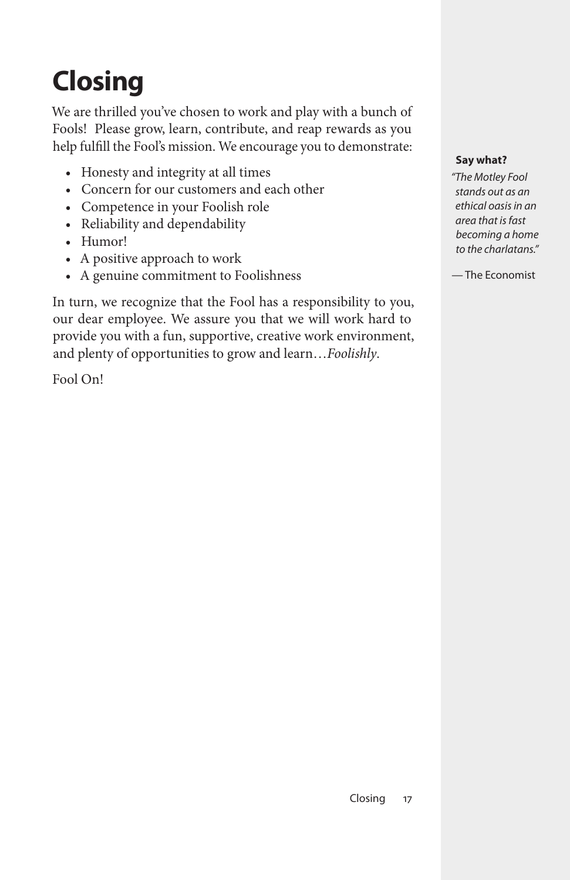# Closing

We are thrilled you've chosen to work and play with a bunch of Fools! Please grow, learn, contribute, and reap rewards as you help fulfill the Fool's mission. We encourage you to demonstrate:

- Honesty and integrity at all times
- Concern for our customers and each other
- Competence in your Foolish role
- Reliability and dependability
- Humor!
- A positive approach to work
- A genuine commitment to Foolishness

In turn, we recognize that the Fool has a responsibility to you, our dear employee. We assure you that we will work hard to provide you with a fun, supportive, creative work environment, and plenty of opportunities to grow and learn…*Foolishly*.

Fool On!

**Say what?**

*"The Motley Fool stands out as an ethical oasis in an area that is fast becoming a home to the charlatans."*

— The Economist